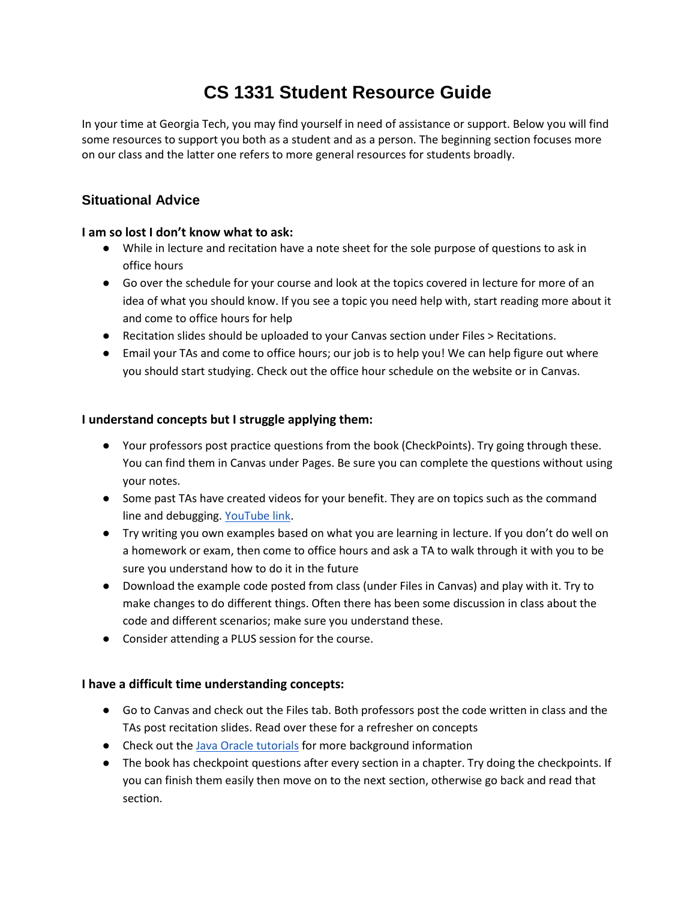# CS 1331 Student Resource Guide

In your time at Georgia Tech, you may find yourself in need of assistance or support. Below you will find some resources to support you both as a student and as a person. The beginning section focuses more on our class and the latter one refers to more general resources for students broadly.

## Situational Advice

### I am so lost I don't know what to ask:

- While in lecture and recitation have a note sheet for the sole purpose of questions to ask in office hours
- Go over the schedule for your course and look at the topics covered in lecture for more of an idea of what you should know. If you see a topic you need help with, start reading more about it and come to office hours for help
- Recitation slides should be uploaded to your Canvas section under Files > Recitations.
- Email your TAs and come to office hours; our job is to help you! We can help figure out where you should start studying. Check out the office hour schedule on the website or in Canvas.

### I understand concepts but I struggle applying them:

- Your professors post practice questions from the book (CheckPoints). Try going through these. You can find them in Canvas under Pages. Be sure you can complete the questions without using your notes.
- Some past TAs have created videos for your benefit. They are on topics such as the command line and debugging. YouTube link.
- Try writing you own examples based on what you are learning in lecture. If you don't do well on a homework or exam, then come to office hours and ask a TA to walk through it with you to be sure you understand how to do it in the future
- Download the example code posted from class (under Files in Canvas) and play with it. Try to make changes to do different things. Often there has been some discussion in class about the code and different scenarios; make sure you understand these.
- Consider attending a PLUS session for the course.

### I have a difficult time understanding concepts:

- Go to Canvas and check out the Files tab. Both professors post the code written in class and the TAs post recitation slides. Read over these for a refresher on concepts
- Check out the Java Oracle tutorials for more background information
- The book has checkpoint questions after every section in a chapter. Try doing the checkpoints. If you can finish them easily then move on to the next section, otherwise go back and read that section.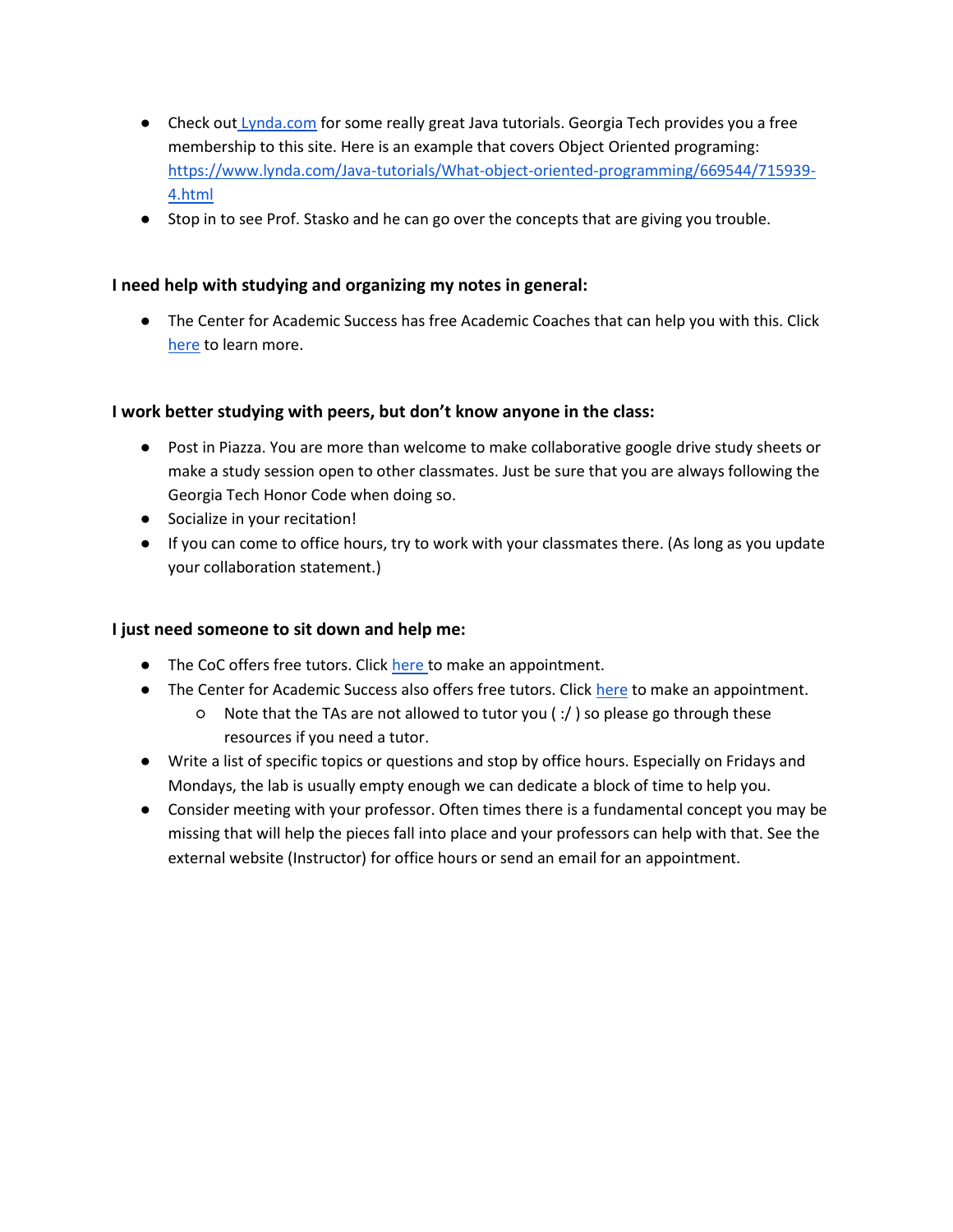- Check out [Lynda.com](Lynda.com) for some really great Java tutorials. Georgia Tech provides you a free membership to this site. Here is an example that covers Object Oriented programing: [https://www.lynda.com/Java-tutorials/What-object-oriented-programming/669544/715939-4.html](https://www.lynda.com/Java-tutorials/What-object-oriented-programming/669544/715939-4.html)
- Stop in to see Prof. Stasko and he can go over the concepts that are giving you trouble.

### I need help with studying and organizing my notes in general:

- The Center for Academic Success has free Academic Coaches that can help you with this. Click here to learn more.

### I work better studying with peers, but don't know anyone in the class:

- Post in Piazza. You are more than welcome to make collaborative google drive study sheets or make a study session open to other classmates. Just be sure that you are always following the Georgia Tech Honor Code when doing so.
- Socialize in your recitation!
- If you can come to office hours, try to work with your classmates there. (As long as you update your collaboration statement.)

### I just need someone to sit down and help me:

- The CoC offers free tutors. Click here to make an appointment.
- The Center for Academic Success also offers free tutors. Click here to make an appointment.
  - Note that the TAs are not allowed to tutor you ( :/ ) so please go through these resources if you need a tutor.
- Write a list of specific topics or questions and stop by office hours. Especially on Fridays and Mondays, the lab is usually empty enough we can dedicate a block of time to help you.
- Consider meeting with your professor. Often times there is a fundamental concept you may be missing that will help the pieces fall into place and your professors can help with that. See the external website (Instructor) for office hours or send an email for an appointment.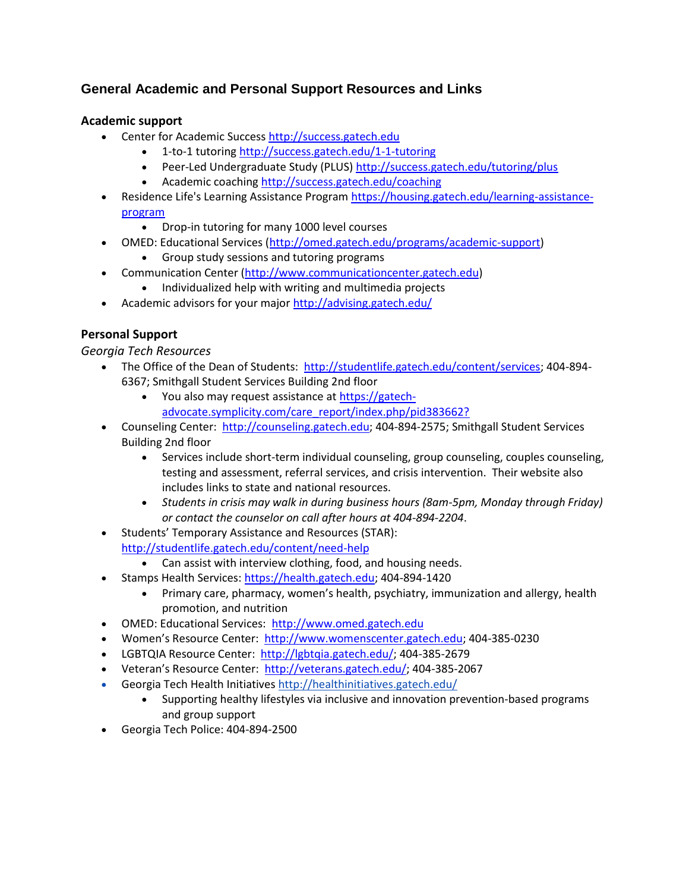## General Academic and Personal Support Resources and Links

### Academic support

- Center for Academic Success http://success.gatech.edu
    - 1-to-1 tutoring http://success.gatech.edu/1-1-tutoring
    - Peer-Led Undergraduate Study (PLUS) http://success.gatech.edu/tutoring/plus
    - Academic coaching http://success.gatech.edu/coaching
- Residence Life's Learning Assistance Program https://housing.gatech.edu/learning-assistance-program
    - Drop-in tutoring for many 1000 level courses
- OMED: Educational Services (http://omed.gatech.edu/programs/academic-support)
    - Group study sessions and tutoring programs
- Communication Center (http://www.communicationcenter.gatech.edu)
    - Individualized help with writing and multimedia projects
- Academic advisors for your major http://advising.gatech.edu/

### Personal Support

*Georgia Tech Resources*

- The Office of the Dean of Students: http://studentlife.gatech.edu/content/services; 404-894-6367; Smithgall Student Services Building 2nd floor
    - You also may request assistance at https://gatech-advocate.symplicity.com/care_report/index.php/pid383662?
- Counseling Center: http://counseling.gatech.edu; 404-894-2575; Smithgall Student Services Building 2nd floor
    - Services include short-term individual counseling, group counseling, couples counseling, testing and assessment, referral services, and crisis intervention. Their website also includes links to state and national resources.
    - *Students in crisis may walk in during business hours (8am-5pm, Monday through Friday) or contact the counselor on call after hours at 404-894-2204*.
- Students' Temporary Assistance and Resources (STAR): http://studentlife.gatech.edu/content/need-help
    - Can assist with interview clothing, food, and housing needs.
- Stamps Health Services: https://health.gatech.edu; 404-894-1420
    - Primary care, pharmacy, women's health, psychiatry, immunization and allergy, health promotion, and nutrition
- OMED: Educational Services: http://www.omed.gatech.edu
- Women's Resource Center: http://www.womenscenter.gatech.edu; 404-385-0230
- LGBTQIA Resource Center: http://lgbtqia.gatech.edu/; 404-385-2679
- Veteran's Resource Center: http://veterans.gatech.edu/; 404-385-2067
- Georgia Tech Health Initiatives http://healthinitiatives.gatech.edu/
    - Supporting healthy lifestyles via inclusive and innovation prevention-based programs and group support
- Georgia Tech Police: 404-894-2500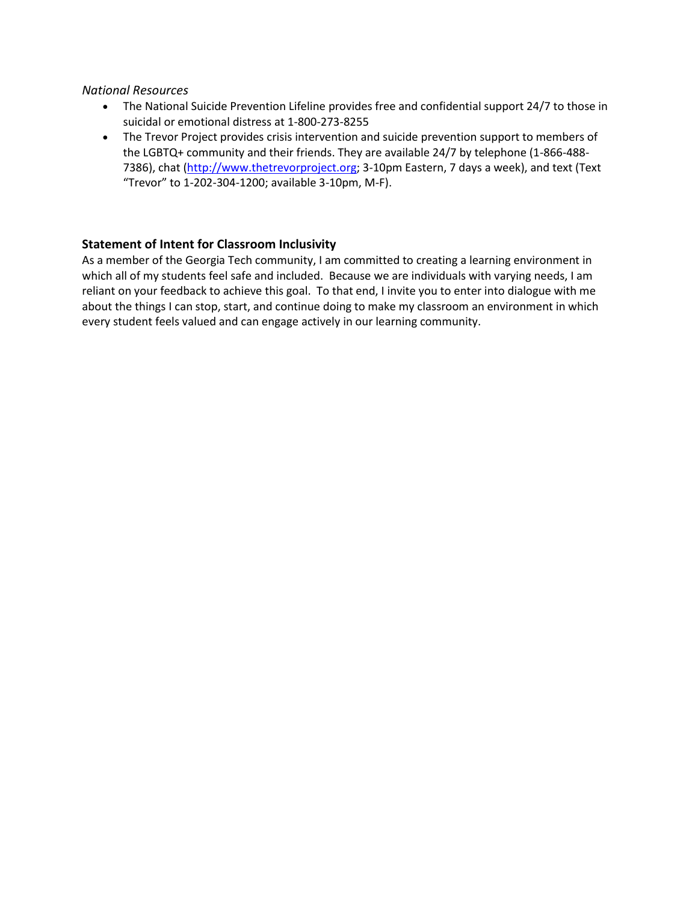*National Resources*

- The National Suicide Prevention Lifeline provides free and confidential support 24/7 to those in suicidal or emotional distress at 1-800-273-8255
- The Trevor Project provides crisis intervention and suicide prevention support to members of the LGBTQ+ community and their friends. They are available 24/7 by telephone (1-866-488-7386), chat (http://www.thetrevorproject.org; 3-10pm Eastern, 7 days a week), and text (Text "Trevor" to 1-202-304-1200; available 3-10pm, M-F).

**Statement of Intent for Classroom Inclusivity**

As a member of the Georgia Tech community, I am committed to creating a learning environment in which all of my students feel safe and included. Because we are individuals with varying needs, I am reliant on your feedback to achieve this goal. To that end, I invite you to enter into dialogue with me about the things I can stop, start, and continue doing to make my classroom an environment in which every student feels valued and can engage actively in our learning community.